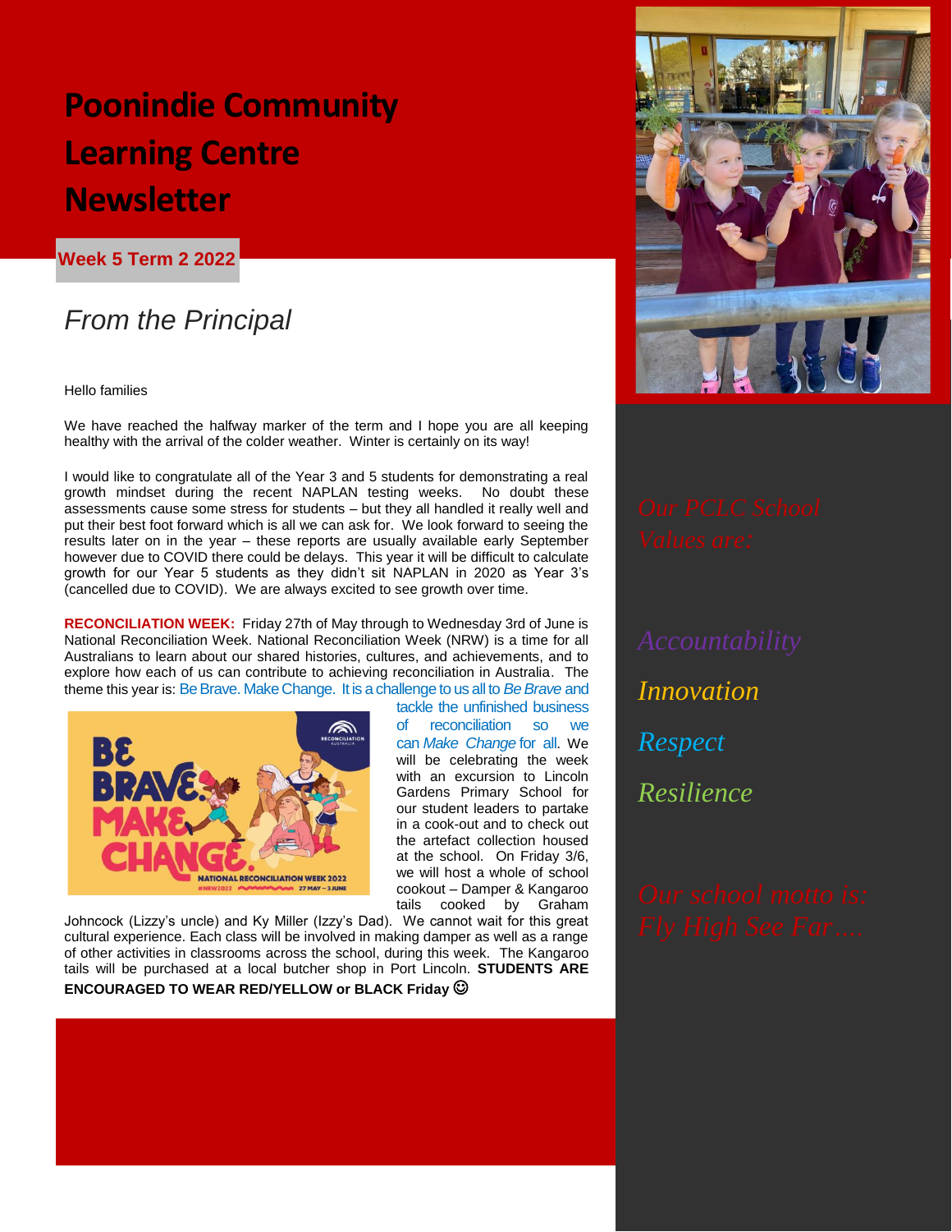# Poonindie Community Learning Centre Newsletter

**Week 5 Term 2 2022**

## *From the Principal*

Hello families

We have reached the halfway marker of the term and I hope you are all keeping healthy with the arrival of the colder weather. Winter is certainly on its way!

I would like to congratulate all of the Year 3 and 5 students for demonstrating a real growth mindset during the recent NAPLAN testing weeks. No doubt these assessments cause some stress for students – but they all handled it really well and put their best foot forward which is all we can ask for. We look forward to seeing the results later on in the year – these reports are usually available early September however due to COVID there could be delays. This year it will be difficult to calculate growth for our Year 5 students as they didn't sit NAPLAN in 2020 as Year 3's (cancelled due to COVID). We are always excited to see growth over time.

**RECONCILIATION WEEK:** Friday 27th of May through to Wednesday 3rd of June is National Reconciliation Week. National Reconciliation Week (NRW) is a time for all Australians to learn about our shared histories, cultures, and achievements, and to explore how each of us can contribute to achieving reconciliation in Australia. The theme this year is: Be Brave. Make Change. It is a challenge to us all to *Be Brave* and tackle the unfinished business of reconciliation so we can *Make Change* for all. We will be celebrating the week with an excursion to Lincoln Gardens Primary School for our student leaders to partake in a cook-out and to check out the artefact collection housed at the school. On Friday 3/6, we will host a whole of school cookout – Damper & Kangaroo tails cooked by Graham Johncock (Lizzy's uncle) and Ky Miller (Izzy's Dad). We cannot wait for this great cultural experience. Each class will be involved in making damper as well as a range of other activities in classrooms across the school, during this week. The Kangaroo tails will be purchased at a local butcher shop in Port Lincoln. **STUDENTS ARE ENCOURAGED TO WEAR RED/YELLOW or BLACK Friday** ☺

*Our PCLC School Values are:*

*Accountability*

*Innovation*

*Respect*

*Resilience*

*Our school motto is: Fly High See Far….*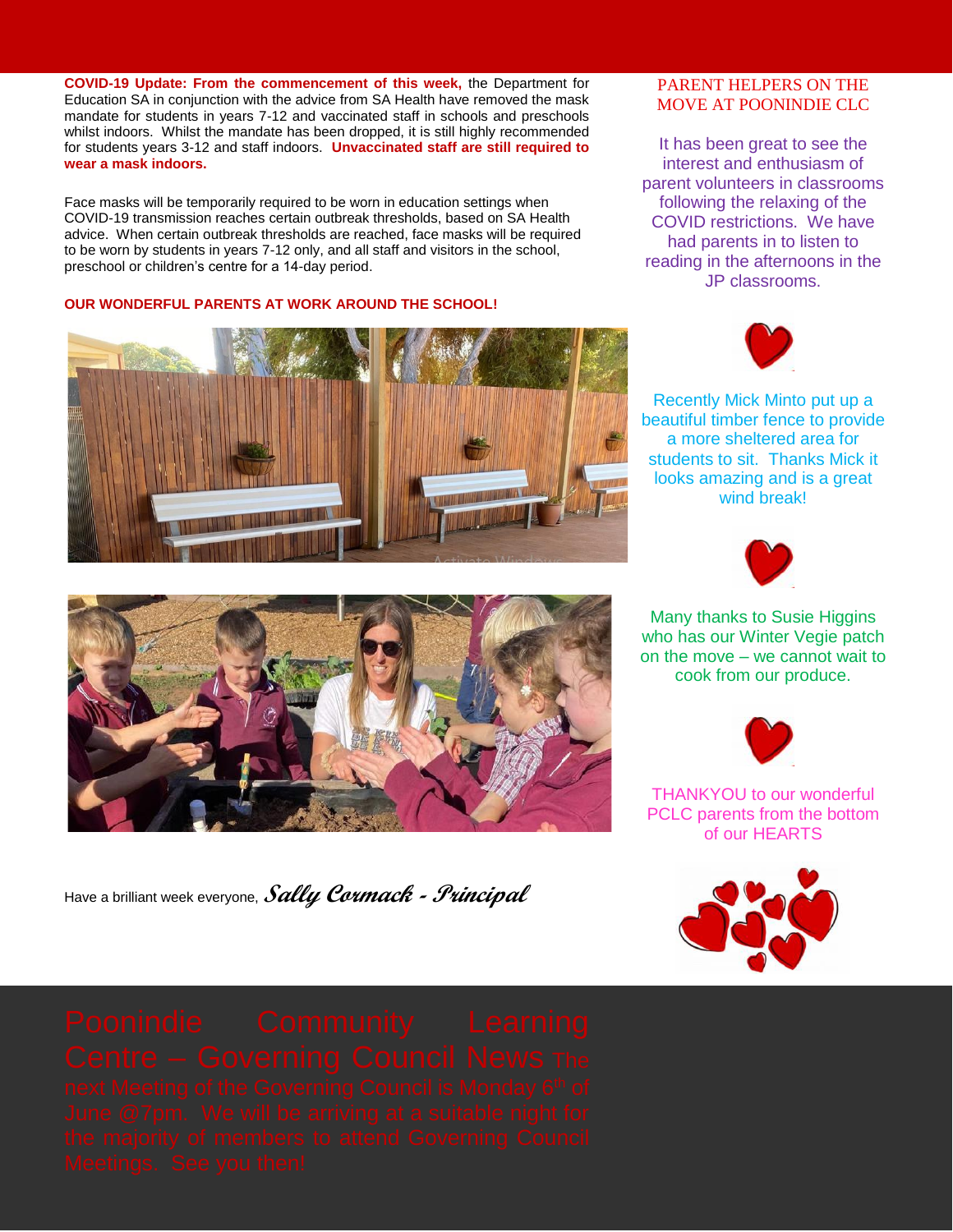**COVID-19 Update: From the commencement of this week,** the Department for Education SA in conjunction with the advice from SA Health have removed the mask mandate for students in years 7-12 and vaccinated staff in schools and preschools whilst indoors. Whilst the mandate has been dropped, it is still highly recommended for students years 3-12 and staff indoors. **Unvaccinated staff are still required to wear a mask indoors.**

Face masks will be temporarily required to be worn in education settings when COVID-19 transmission reaches certain outbreak thresholds, based on SA Health advice. When certain outbreak thresholds are reached, face masks will be required to be worn by students in years 7-12 only, and all staff and visitors in the school, preschool or children's centre for a 14-day period.

**OUR WONDERFUL PARENTS AT WORK AROUND THE SCHOOL!**

Have a brilliant week everyone, ***Sally Cormack - Principal***

## PARENT HELPERS ON THE MOVE AT POONINDIE CLC

It has been great to see the interest and enthusiasm of parent volunteers in classrooms following the relaxing of the COVID restrictions. We have had parents in to listen to reading in the afternoons in the JP classrooms.

Recently Mick Minto put up a beautiful timber fence to provide a more sheltered area for students to sit. Thanks Mick it looks amazing and is a great wind break!

Many thanks to Susie Higgins who has our Winter Vegie patch on the move – we cannot wait to cook from our produce.

THANKYOU to our wonderful PCLC parents from the bottom of our HEARTS

## Poonindie Community Learning Centre – Governing Council News

The next Meeting of the Governing Council is Monday 6th of June @7pm. We will be arriving at a suitable night for the majority of members to attend Governing Council Meetings. See you then!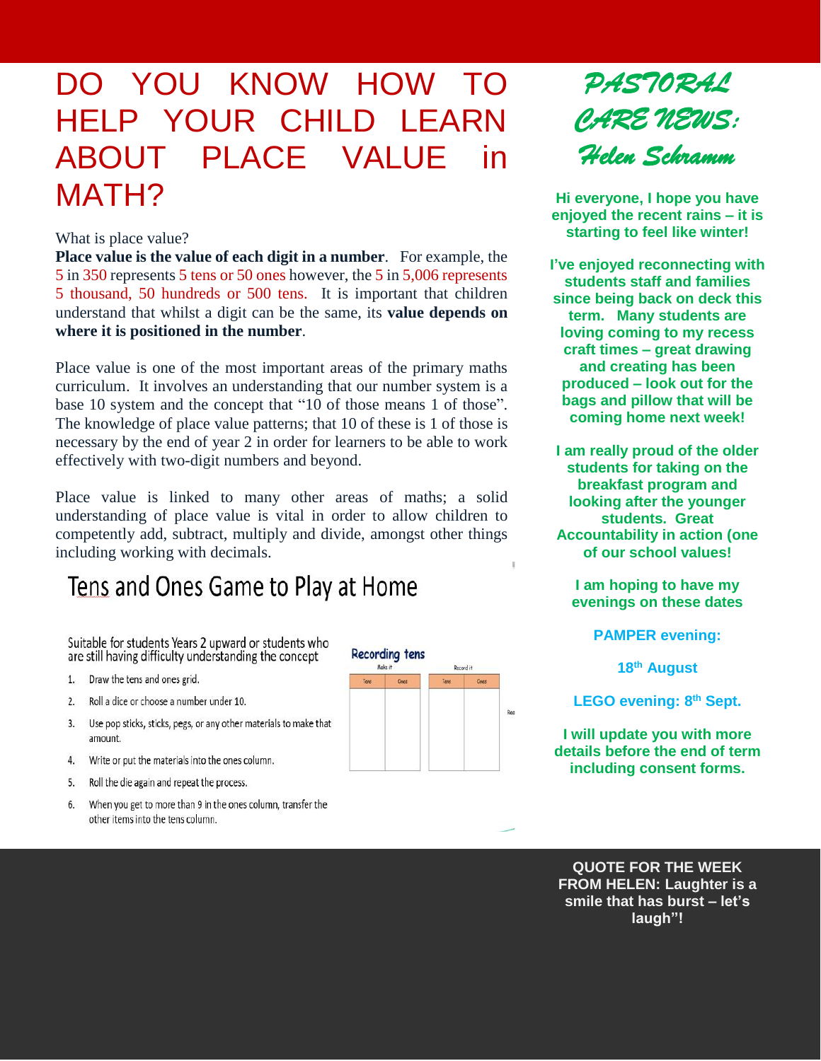# DO YOU KNOW HOW TO HELP YOUR CHILD LEARN ABOUT PLACE VALUE in MATH?

What is place value?

**Place value is the value of each digit in a number**. For example, the 5 in 350 represents 5 tens or 50 ones however, the 5 in 5,006 represents 5 thousand, 50 hundreds or 500 tens. It is important that children understand that whilst a digit can be the same, its **value depends on where it is positioned in the number**.

Place value is one of the most important areas of the primary maths curriculum. It involves an understanding that our number system is a base 10 system and the concept that "10 of those means 1 of those". The knowledge of place value patterns; that 10 of these is 1 of those is necessary by the end of year 2 in order for learners to be able to work effectively with two-digit numbers and beyond.

Place value is linked to many other areas of maths; a solid understanding of place value is vital in order to allow children to competently add, subtract, multiply and divide, amongst other things including working with decimals.

## Tens and Ones Game to Play at Home

Suitable for students Years 2 upward or students who are still having difficulty understanding the concept

1. Draw the tens and ones grid.
2. Roll a dice or choose a number under 10.
3. Use pop sticks, sticks, pegs, or any other materials to make that amount.
4. Write or put the materials into the ones column.
5. Roll the die again and repeat the process.
6. When you get to more than 9 in the ones column, transfer the other items into the tens column.

**Recording tens**

| Make it | | Record it | |
|---|---|---|---|
| Tens | Ones | Tens | Ones |
| | | | |

## PASTORAL CARE NEWS: Helen Schramm

**Hi everyone, I hope you have enjoyed the recent rains – it is starting to feel like winter!**

**I've enjoyed reconnecting with students staff and families since being back on deck this term. Many students are loving coming to my recess craft times – great drawing and creating has been produced – look out for the bags and pillow that will be coming home next week!**

**I am really proud of the older students for taking on the breakfast program and looking after the younger students. Great Accountability in action (one of our school values!**

**I am hoping to have my evenings on these dates**

**PAMPER evening:**

**18th August**

**LEGO evening: 8th Sept.**

**I will update you with more details before the end of term including consent forms.**

**QUOTE FOR THE WEEK FROM HELEN: Laughter is a smile that has burst – let's laugh"!**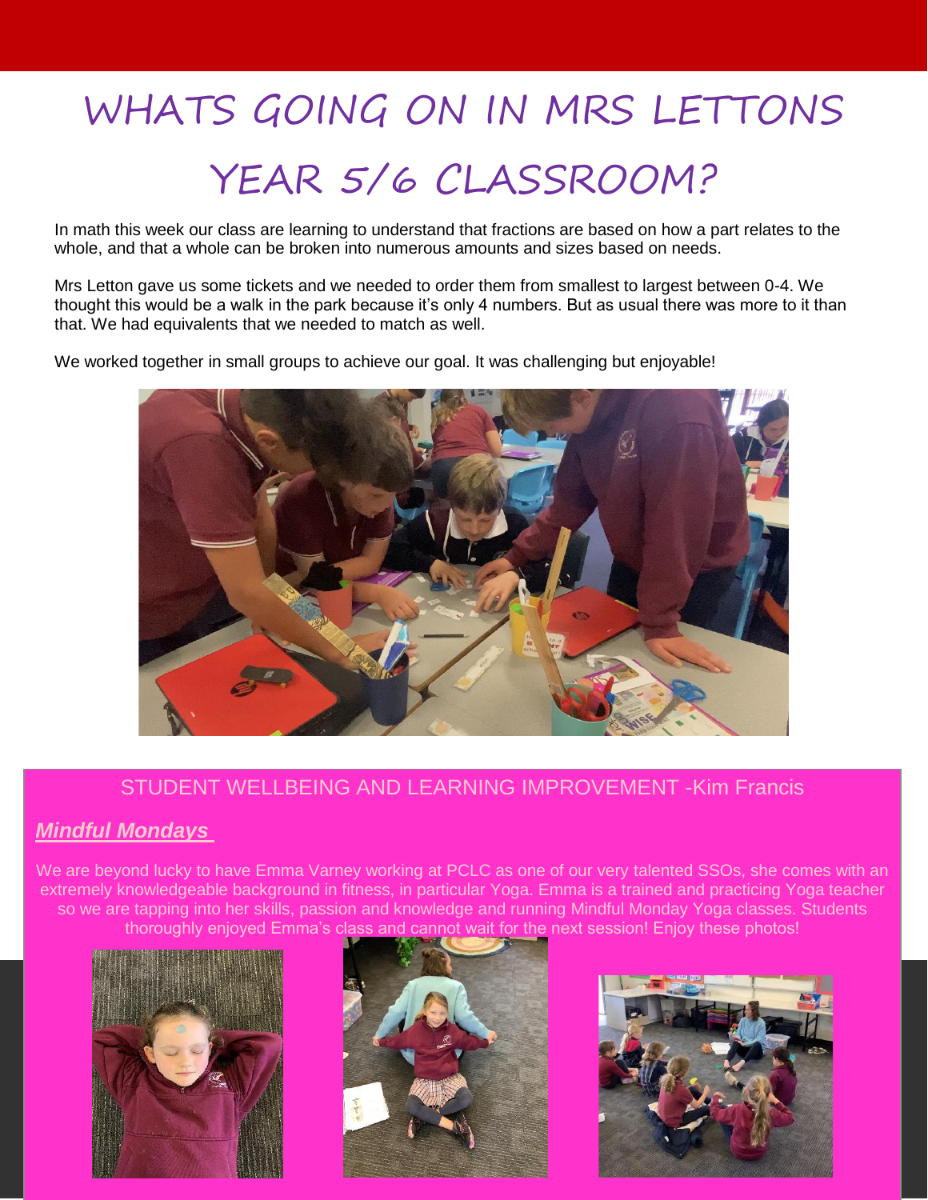# WHATS GOING ON IN MRS LETTONS YEAR 5/6 CLASSROOM?

In math this week our class are learning to understand that fractions are based on how a part relates to the whole, and that a whole can be broken into numerous amounts and sizes based on needs.

Mrs Letton gave us some tickets and we needed to order them from smallest to largest between 0-4. We thought this would be a walk in the park because it's only 4 numbers. But as usual there was more to it than that. We had equivalents that we needed to match as well.

We worked together in small groups to achieve our goal. It was challenging but enjoyable!

## STUDENT WELLBEING AND LEARNING IMPROVEMENT -Kim Francis

### ***Mindful Mondays***

We are beyond lucky to have Emma Varney working at PCLC as one of our very talented SSOs, she comes with an extremely knowledgeable background in fitness, in particular Yoga. Emma is a trained and practicing Yoga teacher so we are tapping into her skills, passion and knowledge and running Mindful Monday Yoga classes. Students thoroughly enjoyed Emma's class and cannot wait for the next session! Enjoy these photos!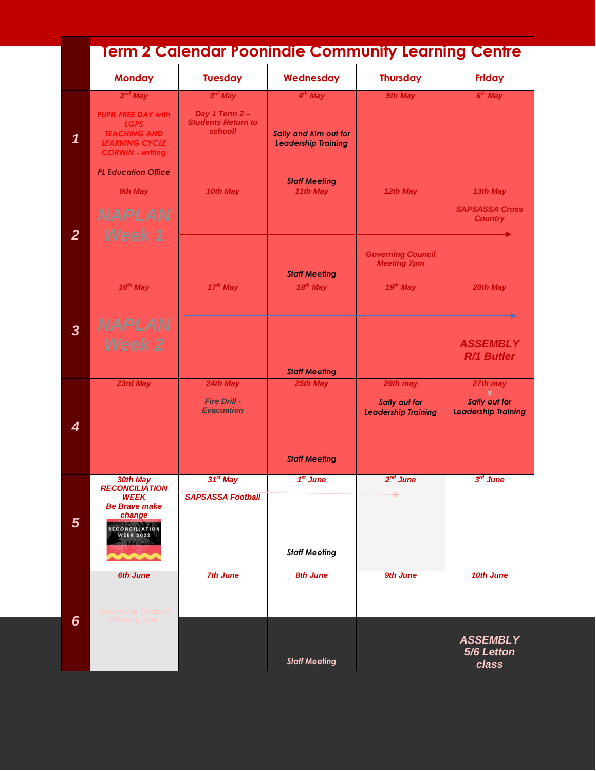# Term 2 Calendar Poonindie Community Learning Centre

| | Monday | Tuesday | Wednesday | Thursday | Friday |
|---|---|---|---|---|---|
| **1** | 2nd May<br>PUPIL FREE DAY with LGPS TEACHING AND LEARNING CYCLE CORWIN - writing<br>PL Education Office | 3rd May<br>Day 1 Term 2 – Students Return to school! | 4th May<br>Sally and Kim out for Leadership Training<br>Staff Meeting | 5th May | 6th May |
| **2** | 9th May<br>NAPLAN Week 1 | 10th May | 11th May<br>Staff Meeting | 12th May<br>Governing Council Meeting 7pm | 13th May<br>SAPSASSA Cross Country |
| **3** | 16th May<br>NAPLAN Week 2 | 17th May | 18th May<br>Staff Meeting | 19th May | 20th May<br>ASSEMBLY R/1 Butler |
| **4** | 23rd May | 24th May<br>Fire Drill - Evacuation | 25th May<br>Staff Meeting | 26th may<br>Sally out for Leadership Training | 27th may<br>s<br>Sally out for Leadership Training |
| **5** | 30th May<br>RECONCILIATION WEEK<br>Be Brave make change<br>RECONCILIATION WEEK 2022 | 31st May<br>SAPSASSA Football | 1st June<br>Staff Meeting | 2nd June | 3rd June |
| **6** | 6th June<br>Governing Council Meeting 7pm | 7th June | 8th June<br>Staff Meeting | 9th June | 10th June<br>ASSEMBLY 5/6 Letton class |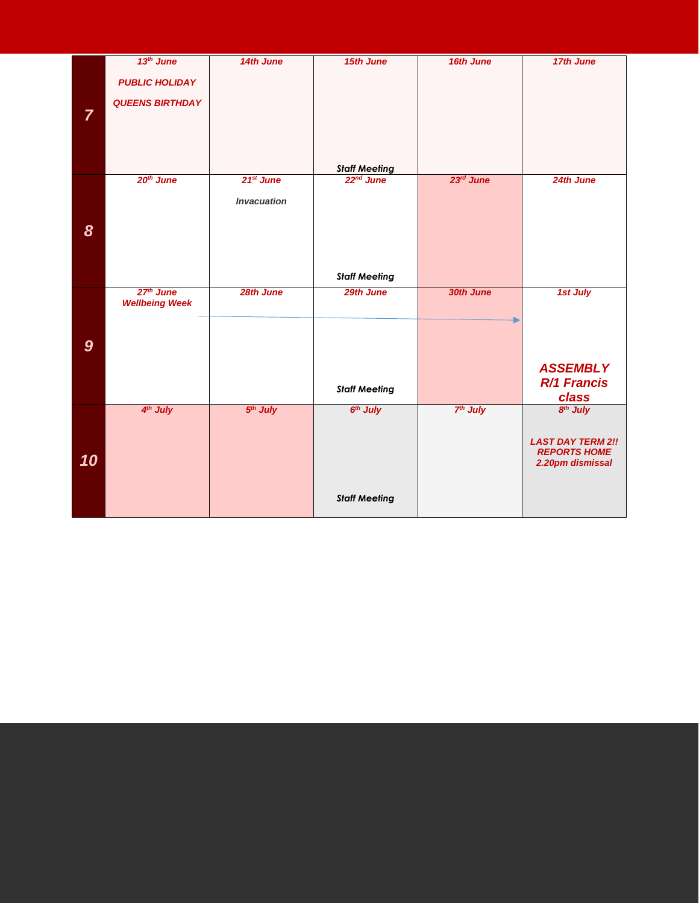| | | | | | |
|---|---|---|---|---|---|
| **7** | ***13th June*** ***PUBLIC HOLIDAY*** ***QUEENS BIRTHDAY*** | ***14th June*** | ***15th June*** ***Staff Meeting*** | ***16th June*** | ***17th June*** |
| **8** | ***20th June*** | ***21st June*** ***Invacuation*** | ***22nd June*** ***Staff Meeting*** | ***23rd June*** | ***24th June*** |
| **9** | ***27th June*** ***Wellbeing Week*** → | ***28th June*** | ***29th June*** ***Staff Meeting*** | ***30th June*** | ***1st July*** ***ASSEMBLY R/1 Francis class*** |
| **10** | ***4th July*** | ***5th July*** | ***6th July*** ***Staff Meeting*** | ***7th July*** | ***8th July*** ***LAST DAY TERM 2!! REPORTS HOME 2.20pm dismissal*** |